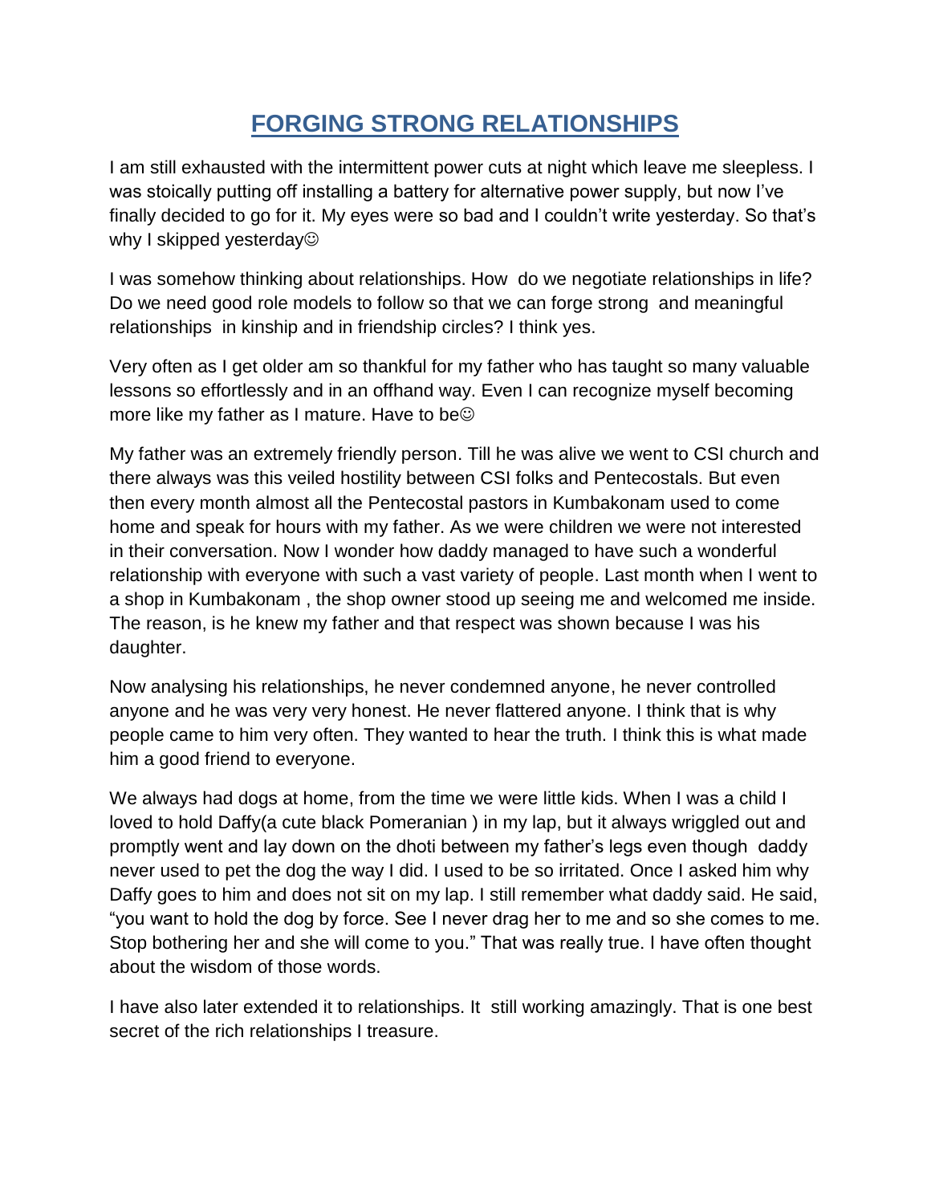# FORGING STRONG RELATIONSHIPS

I am still exhausted with the intermittent power cuts at night which leave me sleepless. I was stoically putting off installing a battery for alternative power supply, but now I've finally decided to go for it. My eyes were so bad and I couldn't write yesterday. So that's why I skipped yesterday☺

I was somehow thinking about relationships. How do we negotiate relationships in life? Do we need good role models to follow so that we can forge strong and meaningful relationships in kinship and in friendship circles? I think yes.

Very often as I get older am so thankful for my father who has taught so many valuable lessons so effortlessly and in an offhand way. Even I can recognize myself becoming more like my father as I mature. Have to be☺

My father was an extremely friendly person. Till he was alive we went to CSI church and there always was this veiled hostility between CSI folks and Pentecostals. But even then every month almost all the Pentecostal pastors in Kumbakonam used to come home and speak for hours with my father. As we were children we were not interested in their conversation. Now I wonder how daddy managed to have such a wonderful relationship with everyone with such a vast variety of people. Last month when I went to a shop in Kumbakonam , the shop owner stood up seeing me and welcomed me inside. The reason, is he knew my father and that respect was shown because I was his daughter.

Now analysing his relationships, he never condemned anyone, he never controlled anyone and he was very very honest. He never flattered anyone. I think that is why people came to him very often. They wanted to hear the truth. I think this is what made him a good friend to everyone.

We always had dogs at home, from the time we were little kids. When I was a child I loved to hold Daffy(a cute black Pomeranian ) in my lap, but it always wriggled out and promptly went and lay down on the dhoti between my father's legs even though daddy never used to pet the dog the way I did. I used to be so irritated. Once I asked him why Daffy goes to him and does not sit on my lap. I still remember what daddy said. He said, "you want to hold the dog by force. See I never drag her to me and so she comes to me. Stop bothering her and she will come to you." That was really true. I have often thought about the wisdom of those words.

I have also later extended it to relationships. It still working amazingly. That is one best secret of the rich relationships I treasure.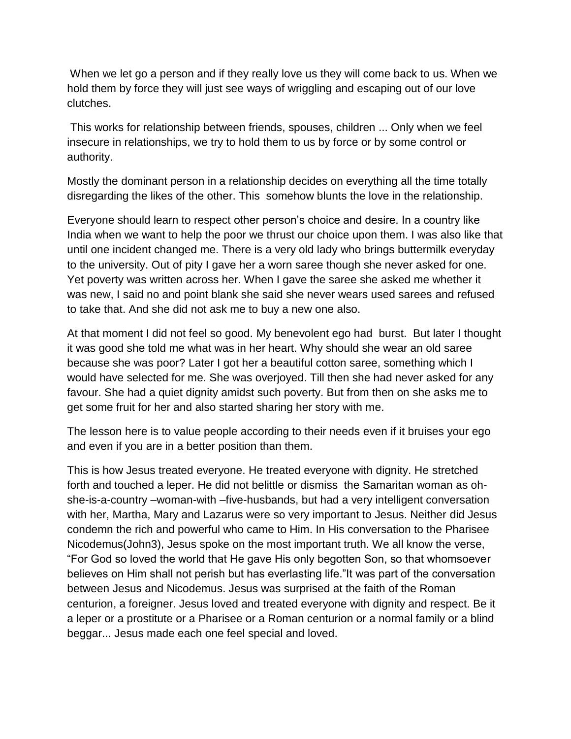When we let go a person and if they really love us they will come back to us. When we hold them by force they will just see ways of wriggling and escaping out of our love clutches.

This works for relationship between friends, spouses, children ... Only when we feel insecure in relationships, we try to hold them to us by force or by some control or authority.

Mostly the dominant person in a relationship decides on everything all the time totally disregarding the likes of the other. This somehow blunts the love in the relationship.

Everyone should learn to respect other person's choice and desire. In a country like India when we want to help the poor we thrust our choice upon them. I was also like that until one incident changed me. There is a very old lady who brings buttermilk everyday to the university. Out of pity I gave her a worn saree though she never asked for one. Yet poverty was written across her. When I gave the saree she asked me whether it was new, I said no and point blank she said she never wears used sarees and refused to take that. And she did not ask me to buy a new one also.

At that moment I did not feel so good. My benevolent ego had burst. But later I thought it was good she told me what was in her heart. Why should she wear an old saree because she was poor? Later I got her a beautiful cotton saree, something which I would have selected for me. She was overjoyed. Till then she had never asked for any favour. She had a quiet dignity amidst such poverty. But from then on she asks me to get some fruit for her and also started sharing her story with me.

The lesson here is to value people according to their needs even if it bruises your ego and even if you are in a better position than them.

This is how Jesus treated everyone. He treated everyone with dignity. He stretched forth and touched a leper. He did not belittle or dismiss the Samaritan woman as oh-she-is-a-country –woman-with –five-husbands, but had a very intelligent conversation with her, Martha, Mary and Lazarus were so very important to Jesus. Neither did Jesus condemn the rich and powerful who came to Him. In His conversation to the Pharisee Nicodemus(John3), Jesus spoke on the most important truth. We all know the verse, "For God so loved the world that He gave His only begotten Son, so that whomsoever believes on Him shall not perish but has everlasting life."It was part of the conversation between Jesus and Nicodemus. Jesus was surprised at the faith of the Roman centurion, a foreigner. Jesus loved and treated everyone with dignity and respect. Be it a leper or a prostitute or a Pharisee or a Roman centurion or a normal family or a blind beggar... Jesus made each one feel special and loved.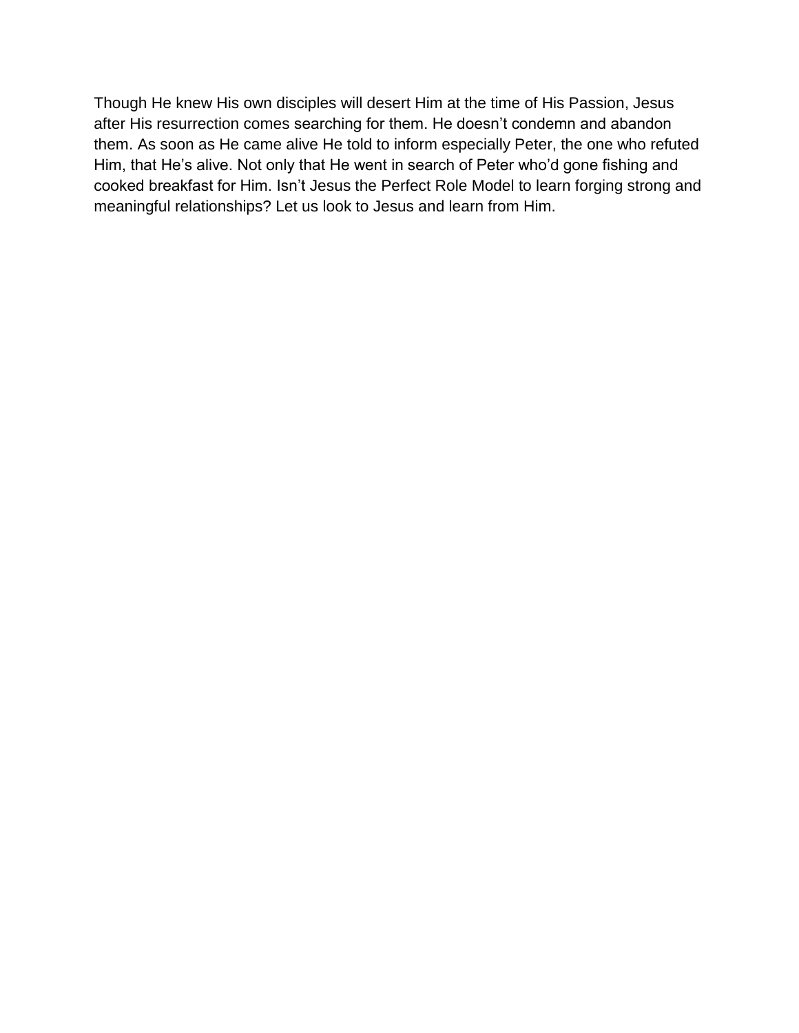Though He knew His own disciples will desert Him at the time of His Passion, Jesus after His resurrection comes searching for them. He doesn't condemn and abandon them. As soon as He came alive He told to inform especially Peter, the one who refuted Him, that He's alive. Not only that He went in search of Peter who'd gone fishing and cooked breakfast for Him. Isn't Jesus the Perfect Role Model to learn forging strong and meaningful relationships? Let us look to Jesus and learn from Him.